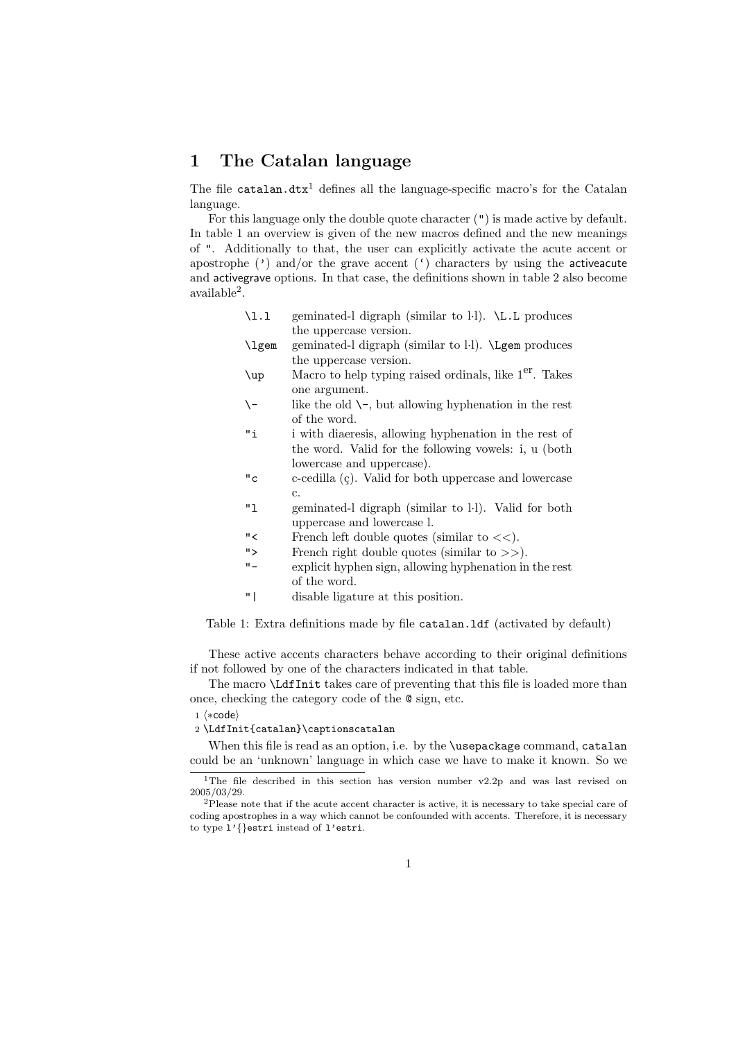# 1 The Catalan language

The file `catalan.dtx`[1] defines all the language-specific macro's for the Catalan language.

For this language only the double quote character (`"`) is made active by default. In table 1 an overview is given of the new macros defined and the new meanings of `"`. Additionally to that, the user can explicitly activate the acute accent or apostrophe (') and/or the grave accent (`) characters by using the activeacute and activegrave options. In that case, the definitions shown in table 2 also become available[2].

| | |
|---|---|
| `\l.l` | geminated-l digraph (similar to l·l). `\L.L` produces the uppercase version. |
| `\lgem` | geminated-l digraph (similar to l·l). `\Lgem` produces the uppercase version. |
| `\up` | Macro to help typing raised ordinals, like 1^er. Takes one argument. |
| `\-` | like the old `\-`, but allowing hyphenation in the rest of the word. |
| `"i` | i with diaeresis, allowing hyphenation in the rest of the word. Valid for the following vowels: i, u (both lowercase and uppercase). |
| `"c` | c-cedilla (ç). Valid for both uppercase and lowercase c. |
| `"l` | geminated-l digraph (similar to l·l). Valid for both uppercase and lowercase l. |
| `"<` | French left double quotes (similar to <<). |
| `">` | French right double quotes (similar to >>). |
| `"-` | explicit hyphen sign, allowing hyphenation in the rest of the word. |
| `"\|` | disable ligature at this position. |

Table 1: Extra definitions made by file `catalan.ldf` (activated by default)

These active accents characters behave according to their original definitions if not followed by one of the characters indicated in that table.

The macro `\LdfInit` takes care of preventing that this file is loaded more than once, checking the category code of the `@` sign, etc.

```
1 ⟨*code⟩
2 \LdfInit{catalan}\captionscatalan
```

When this file is read as an option, i.e. by the `\usepackage` command, `catalan` could be an 'unknown' language in which case we have to make it known. So we

[1] The file described in this section has version number v2.2p and was last revised on 2005/03/29.

[2] Please note that if the acute accent character is active, it is necessary to take special care of coding apostrophes in a way which cannot be confounded with accents. Therefore, it is necessary to type `l'{}estri` instead of `l'estri`.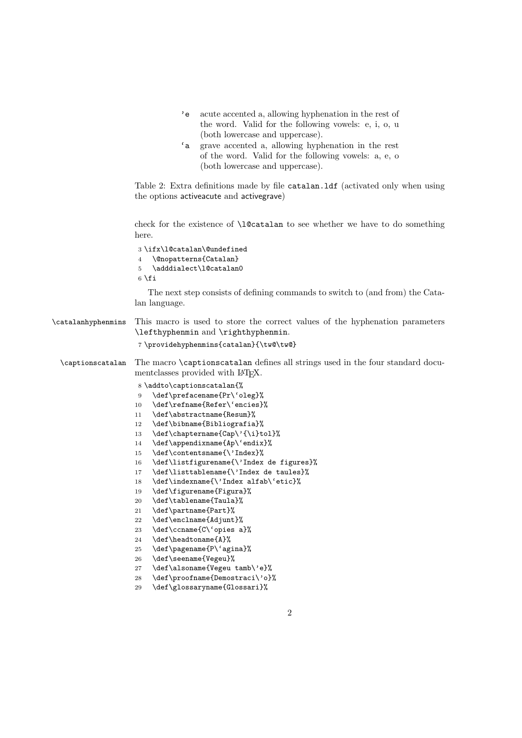| | |
|---|---|
| `'e` | acute accented a, allowing hyphenation in the rest of the word. Valid for the following vowels: e, i, o, u (both lowercase and uppercase). |
| `` `a `` | grave accented a, allowing hyphenation in the rest of the word. Valid for the following vowels: a, e, o (both lowercase and uppercase). |

Table 2: Extra definitions made by file `catalan.ldf` (activated only when using the options activeacute and activegrave)

check for the existence of `\l@catalan` to see whether we have to do something here.

```
3 \ifx\l@catalan\@undefined
4   \@nopatterns{Catalan}
5   \adddialect\l@catalan0
6 \fi
```

The next step consists of defining commands to switch to (and from) the Catalan language.

`\catalanhyphenmins` This macro is used to store the correct values of the hyphenation parameters `\lefthyphenmin` and `\righthyphenmin`.

```
7 \providehyphenmins{catalan}{\tw@\tw@}
```

`\captionscatalan` The macro `\captionscatalan` defines all strings used in the four standard documentclasses provided with LaTeX.

```
8 \addto\captionscatalan{%
9   \def\prefacename{Pr\`oleg}%
10  \def\refname{Refer\`encies}%
11  \def\abstractname{Resum}%
12  \def\bibname{Bibliografia}%
13  \def\chaptername{Cap\'{\i}tol}%
14  \def\appendixname{Ap\`endix}%
15  \def\contentsname{\'Index}%
16  \def\listfigurename{\'Index de figures}%
17  \def\listtablename{\'Index de taules}%
18  \def\indexname{\'Index alfab\`etic}%
19  \def\figurename{Figura}%
20  \def\tablename{Taula}%
21  \def\partname{Part}%
22  \def\enclname{Adjunt}%
23  \def\ccname{C\`opies a}%
24  \def\headtoname{A}%
25  \def\pagename{P\`agina}%
26  \def\seename{Vegeu}%
27  \def\alsoname{Vegeu tamb\'e}%
28  \def\proofname{Demostraci\'o}%
29  \def\glossaryname{Glossari}%
```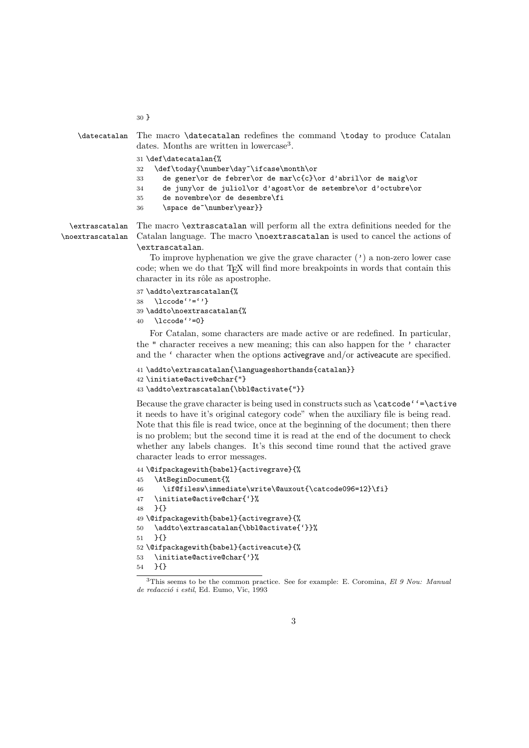```
30 }
```

`\datecatalan` The macro `\datecatalan` redefines the command `\today` to produce Catalan dates. Months are written in lowercase[3].

```
31 \def\datecatalan{%
32   \def\today{\number\day~\ifcase\month\or
33     de gener\or de febrer\or de mar\c{c}\or d'abril\or de maig\or
34     de juny\or de juliol\or d'agost\or de setembre\or d'octubre\or
35     de novembre\or de desembre\fi
36     \space de~\number\year}}
```

`\extrascatalan` `\noextrascatalan` The macro `\extrascatalan` will perform all the extra definitions needed for the Catalan language. The macro `\noextrascatalan` is used to cancel the actions of `\extrascatalan`.

To improve hyphenation we give the grave character (') a non-zero lower case code; when we do that TEX will find more breakpoints in words that contain this character in its rôle as apostrophe.

```
37 \addto\extrascatalan{%
38   \lccode`'=`'}
39 \addto\noextrascatalan{%
40   \lccode`'=0}
```

For Catalan, some characters are made active or are redefined. In particular, the " character receives a new meaning; this can also happen for the ' character and the ` character when the options activegrave and/or activeacute are specified.

```
41 \addto\extrascatalan{\languageshorthands{catalan}}
42 \initiate@active@char{"}
43 \addto\extrascatalan{\bbl@activate{"}}
```

Because the grave character is being used in constructs such as `\catcode``=\active` it needs to have it's original category code" when the auxiliary file is being read. Note that this file is read twice, once at the beginning of the document; then there is no problem; but the second time it is read at the end of the document to check whether any labels changes. It's this second time round that the actived grave character leads to error messages.

```
44 \@ifpackagewith{babel}{activegrave}{%
45   \AtBeginDocument{%
46     \if@filesw\immediate\write\@auxout{\catcode096=12}\fi}
47   \initiate@active@char{`}%
48   }{}
49 \@ifpackagewith{babel}{activegrave}{%
50   \addto\extrascatalan{\bbl@activate{`}}%
51   }{}
52 \@ifpackagewith{babel}{activeacute}{%
53   \initiate@active@char{'}%
54   }{}
```

[3]This seems to be the common practice. See for example: E. Coromina, *El 9 Nou: Manual de redacció i estil*, Ed. Eumo, Vic, 1993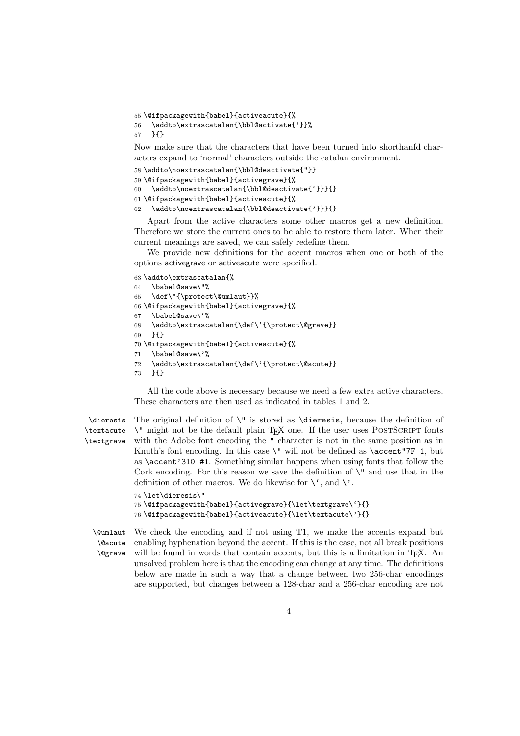```
55 \@ifpackagewith{babel}{activeacute}{%
56   \addto\extrascatalan{\bbl@activate{'}}%
57   }{}
```

Now make sure that the characters that have been turned into shorthanfd characters expand to 'normal' characters outside the catalan environment.

```
58 \addto\noextrascatalan{\bbl@deactivate{"}}
59 \@ifpackagewith{babel}{activegrave}{%
60   \addto\noextrascatalan{\bbl@deactivate{`}}}{}
61 \@ifpackagewith{babel}{activeacute}{%
62   \addto\noextrascatalan{\bbl@deactivate{'}}}{}
```

Apart from the active characters some other macros get a new definition. Therefore we store the current ones to be able to restore them later. When their current meanings are saved, we can safely redefine them.

We provide new definitions for the accent macros when one or both of the options activegrave or activeacute were specified.

```
63 \addto\extrascatalan{%
64   \babel@save\"%
65   \def\"{\protect\@umlaut}}%
66 \@ifpackagewith{babel}{activegrave}{%
67   \babel@save\`%
68   \addto\extrascatalan{\def\`{\protect\@grave}}
69   }{}
70 \@ifpackagewith{babel}{activeacute}{%
71   \babel@save\'%
72   \addto\extrascatalan{\def\'{\protect\@acute}}
73   }{}
```

All the code above is necessary because we need a few extra active characters. These characters are then used as indicated in tables 1 and 2.

`\dieresis` `\textacute` `\textgrave`

The original definition of `\"` is stored as `\dieresis`, because the definition of `\"` might not be the default plain TEX one. If the user uses PostScript fonts with the Adobe font encoding the `"` character is not in the same position as in Knuth's font encoding. In this case `\"` will not be defined as `\accent"7F 1`, but as `\accent'310 #1`. Something similar happens when using fonts that follow the Cork encoding. For this reason we save the definition of `\"` and use that in the definition of other macros. We do likewise for `` \` ``, and `\'`.

```
74 \let\dieresis\"
75 \@ifpackagewith{babel}{activegrave}{\let\textgrave\`}{}
76 \@ifpackagewith{babel}{activeacute}{\let\textacute\'}{}
```

`\@umlaut` `\@acute` `\@grave`

We check the encoding and if not using T1, we make the accents expand but enabling hyphenation beyond the accent. If this is the case, not all break positions will be found in words that contain accents, but this is a limitation in TEX. An unsolved problem here is that the encoding can change at any time. The definitions below are made in such a way that a change between two 256-char encodings are supported, but changes between a 128-char and a 256-char encoding are not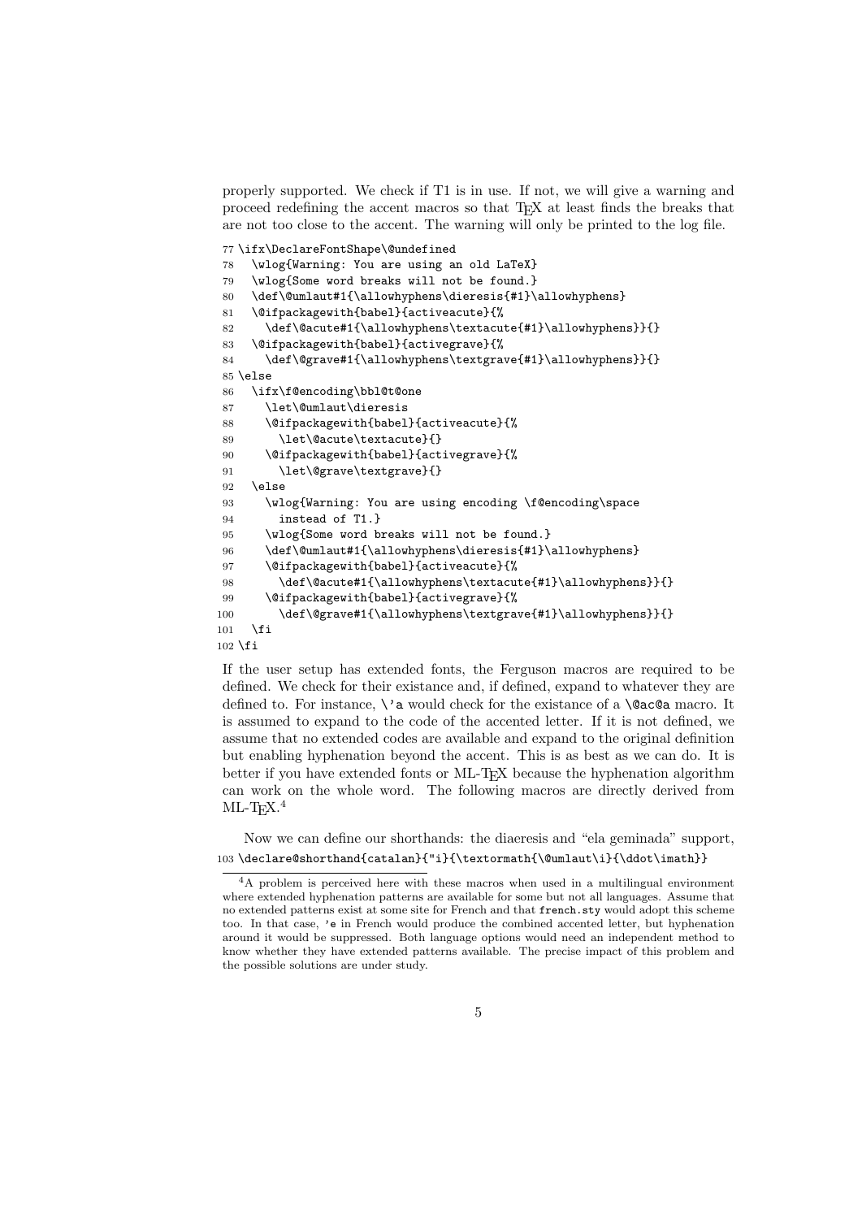properly supported. We check if T1 is in use. If not, we will give a warning and proceed redefining the accent macros so that TEX at least finds the breaks that are not too close to the accent. The warning will only be printed to the log file.

```
77 \ifx\DeclareFontShape\@undefined
78   \wlog{Warning: You are using an old LaTeX}
79   \wlog{Some word breaks will not be found.}
80   \def\@umlaut#1{\allowhyphens\dieresis{#1}\allowhyphens}
81   \@ifpackagewith{babel}{activeacute}{%
82     \def\@acute#1{\allowhyphens\textacute{#1}\allowhyphens}}{}
83   \@ifpackagewith{babel}{activegrave}{%
84     \def\@grave#1{\allowhyphens\textgrave{#1}\allowhyphens}}{}
85 \else
86   \ifx\f@encoding\bbl@t@one
87     \let\@umlaut\dieresis
88     \@ifpackagewith{babel}{activeacute}{%
89       \let\@acute\textacute}{}
90     \@ifpackagewith{babel}{activegrave}{%
91       \let\@grave\textgrave}{}
92   \else
93     \wlog{Warning: You are using encoding \f@encoding\space
94       instead of T1.}
95     \wlog{Some word breaks will not be found.}
96     \def\@umlaut#1{\allowhyphens\dieresis{#1}\allowhyphens}
97     \@ifpackagewith{babel}{activeacute}{%
98       \def\@acute#1{\allowhyphens\textacute{#1}\allowhyphens}}{}
99     \@ifpackagewith{babel}{activegrave}{%
100      \def\@grave#1{\allowhyphens\textgrave{#1}\allowhyphens}}{}
101  \fi
102 \fi
```

If the user setup has extended fonts, the Ferguson macros are required to be defined. We check for their existance and, if defined, expand to whatever they are defined to. For instance, `\'a` would check for the existance of a `\@ac@a` macro. It is assumed to expand to the code of the accented letter. If it is not defined, we assume that no extended codes are available and expand to the original definition but enabling hyphenation beyond the accent. This is as best as we can do. It is better if you have extended fonts or ML-TEX because the hyphenation algorithm can work on the whole word. The following macros are directly derived from ML-TEX.[4]

Now we can define our shorthands: the diaeresis and "ela geminada" support,

```
103 \declare@shorthand{catalan}{"i}{\textormath{\@umlaut\i}{\ddot\imath}}
```

[4] A problem is perceived here with these macros when used in a multilingual environment where extended hyphenation patterns are available for some but not all languages. Assume that no extended patterns exist at some site for French and that `french.sty` would adopt this scheme too. In that case, `'e` in French would produce the combined accented letter, but hyphenation around it would be suppressed. Both language options would need an independent method to know whether they have extended patterns available. The precise impact of this problem and the possible solutions are under study.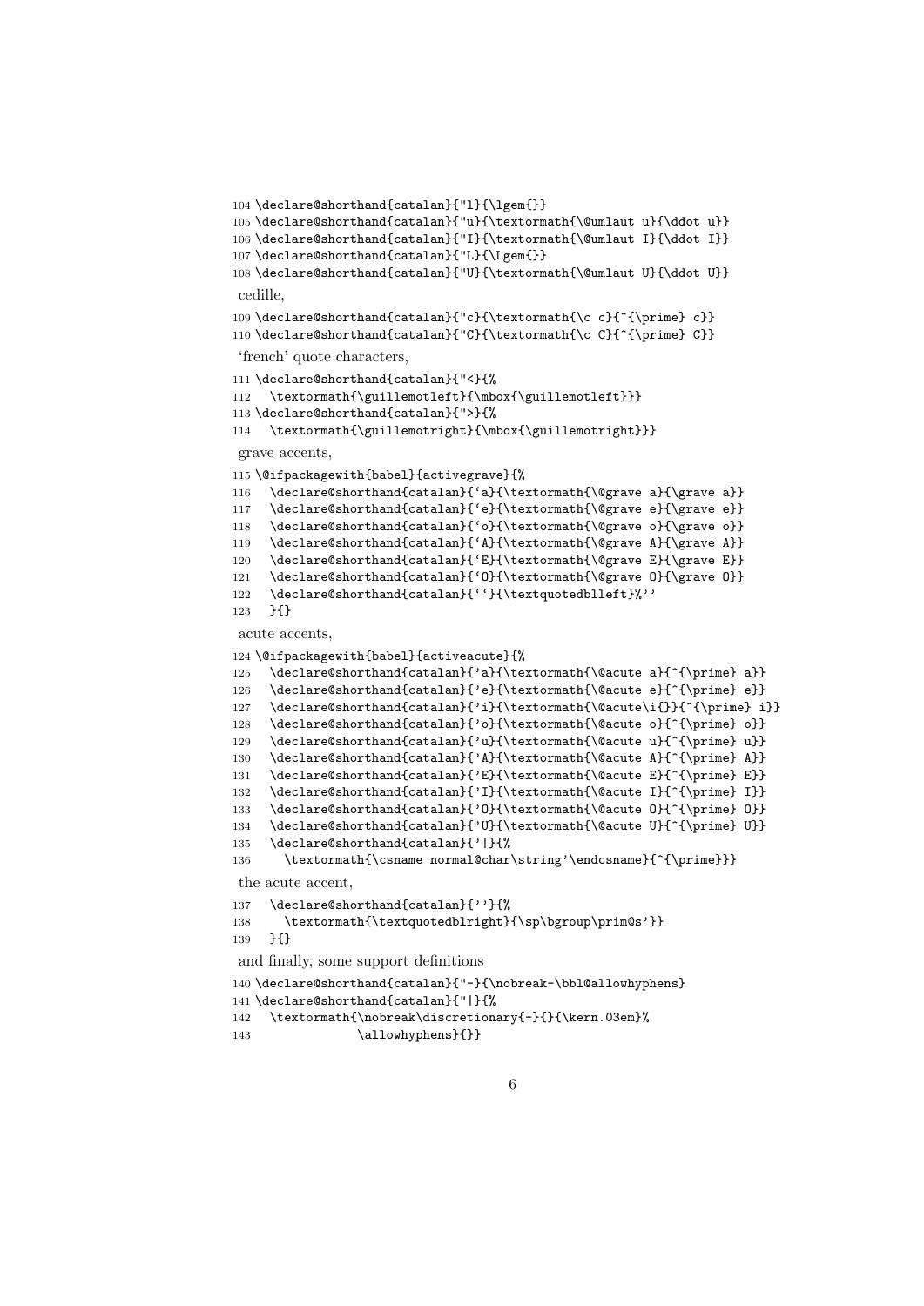```
104 \declare@shorthand{catalan}{"l}{\lgem{}}
105 \declare@shorthand{catalan}{"u}{\textormath{\@umlaut u}{\ddot u}}
106 \declare@shorthand{catalan}{"I}{\textormath{\@umlaut I}{\ddot I}}
107 \declare@shorthand{catalan}{"L}{\Lgem{}}
108 \declare@shorthand{catalan}{"U}{\textormath{\@umlaut U}{\ddot U}}
```

cedille,

```
109 \declare@shorthand{catalan}{"c}{\textormath{\c c}{^{\prime} c}}
110 \declare@shorthand{catalan}{"C}{\textormath{\c C}{^{\prime} C}}
```

'french' quote characters,

```
111 \declare@shorthand{catalan}{"<}{%
112   \textormath{\guillemotleft}{\mbox{\guillemotleft}}}
113 \declare@shorthand{catalan}{">}{%
114   \textormath{\guillemotright}{\mbox{\guillemotright}}}
```

grave accents,

```
115 \@ifpackagewith{babel}{activegrave}{%
116   \declare@shorthand{catalan}{`a}{\textormath{\@grave a}{\grave a}}
117   \declare@shorthand{catalan}{`e}{\textormath{\@grave e}{\grave e}}
118   \declare@shorthand{catalan}{`o}{\textormath{\@grave o}{\grave o}}
119   \declare@shorthand{catalan}{`A}{\textormath{\@grave A}{\grave A}}
120   \declare@shorthand{catalan}{`E}{\textormath{\@grave E}{\grave E}}
121   \declare@shorthand{catalan}{`O}{\textormath{\@grave O}{\grave O}}
122   \declare@shorthand{catalan}{``}{\textquotedblleft}%''
123   }{}
```

acute accents,

```
124 \@ifpackagewith{babel}{activeacute}{%
125   \declare@shorthand{catalan}{'a}{\textormath{\@acute a}{^{\prime} a}}
126   \declare@shorthand{catalan}{'e}{\textormath{\@acute e}{^{\prime} e}}
127   \declare@shorthand{catalan}{'i}{\textormath{\@acute\i{}}{^{\prime} i}}
128   \declare@shorthand{catalan}{'o}{\textormath{\@acute o}{^{\prime} o}}
129   \declare@shorthand{catalan}{'u}{\textormath{\@acute u}{^{\prime} u}}
130   \declare@shorthand{catalan}{'A}{\textormath{\@acute A}{^{\prime} A}}
131   \declare@shorthand{catalan}{'E}{\textormath{\@acute E}{^{\prime} E}}
132   \declare@shorthand{catalan}{'I}{\textormath{\@acute I}{^{\prime} I}}
133   \declare@shorthand{catalan}{'O}{\textormath{\@acute O}{^{\prime} O}}
134   \declare@shorthand{catalan}{'U}{\textormath{\@acute U}{^{\prime} U}}
135   \declare@shorthand{catalan}{'|}{%
136     \textormath{\csname normal@char\string'\endcsname}{^{\prime}}}
```

the acute accent,

```
137   \declare@shorthand{catalan}{''}{%
138     \textormath{\textquotedblright}{\sp\bgroup\prim@s'}}
139   }{}
```

and finally, some support definitions

```
140 \declare@shorthand{catalan}{"-}{\nobreak-\bbl@allowhyphens}
141 \declare@shorthand{catalan}{"|}{%
142   \textormath{\nobreak\discretionary{-}{}{\kern.03em}%
143               \allowhyphens}{}}
```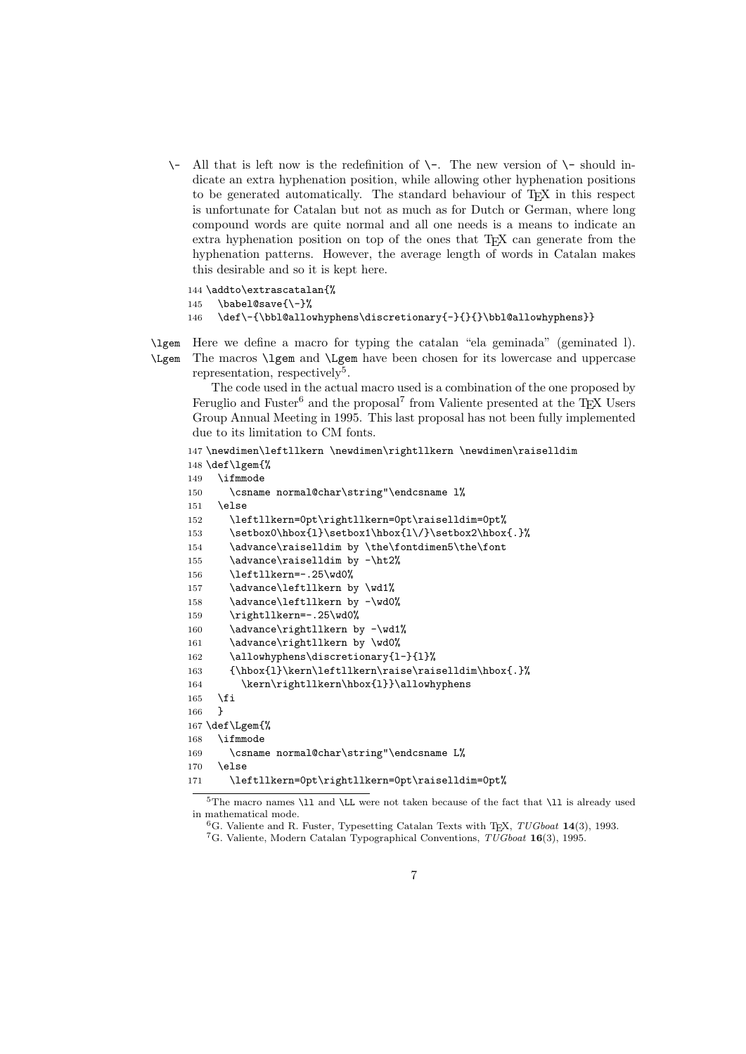\- All that is left now is the redefinition of `\-`. The new version of `\-` should indicate an extra hyphenation position, while allowing other hyphenation positions to be generated automatically. The standard behaviour of TeX in this respect is unfortunate for Catalan but not as much as for Dutch or German, where long compound words are quite normal and all one needs is a means to indicate an extra hyphenation position on top of the ones that TeX can generate from the hyphenation patterns. However, the average length of words in Catalan makes this desirable and so it is kept here.

```
144 \addto\extrascatalan{%
145   \babel@save{\-}%
146   \def\-{\bbl@allowhyphens\discretionary{-}{}{}\bbl@allowhyphens}}
```

\lgem \Lgem Here we define a macro for typing the catalan "ela geminada" (geminated l). The macros `\lgem` and `\Lgem` have been chosen for its lowercase and uppercase representation, respectively[5].

The code used in the actual macro used is a combination of the one proposed by Feruglio and Fuster[6] and the proposal[7] from Valiente presented at the TeX Users Group Annual Meeting in 1995. This last proposal has not been fully implemented due to its limitation to CM fonts.

```
147 \newdimen\leftllkern \newdimen\rightllkern \newdimen\raiselldim
148 \def\lgem{%
149   \ifmmode
150     \csname normal@char\string"\endcsname l%
151   \else
152     \leftllkern=0pt\rightllkern=0pt\raiselldim=0pt%
153     \setbox0\hbox{l}\setbox1\hbox{l\/}\setbox2\hbox{.}%
154     \advance\raiselldim by \the\fontdimen5\the\font
155     \advance\raiselldim by -\ht2%
156     \leftllkern=-.25\wd0%
157     \advance\leftllkern by \wd1%
158     \advance\leftllkern by -\wd0%
159     \rightllkern=-.25\wd0%
160     \advance\rightllkern by -\wd1%
161     \advance\rightllkern by \wd0%
162     \allowhyphens\discretionary{l-}{l}%
163     {\hbox{l}\kern\leftllkern\raise\raiselldim\hbox{.}%
164       \kern\rightllkern\hbox{l}}\allowhyphens
165   \fi
166   }
167 \def\Lgem{%
168   \ifmmode
169     \csname normal@char\string"\endcsname L%
170   \else
171     \leftllkern=0pt\rightllkern=0pt\raiselldim=0pt%
```

---

[5] The macro names `\ll` and `\LL` were not taken because of the fact that `\ll` is already used in mathematical mode.

[6] G. Valiente and R. Fuster, Typesetting Catalan Texts with TeX, *TUGboat* **14**(3), 1993.

[7] G. Valiente, Modern Catalan Typographical Conventions, *TUGboat* **16**(3), 1995.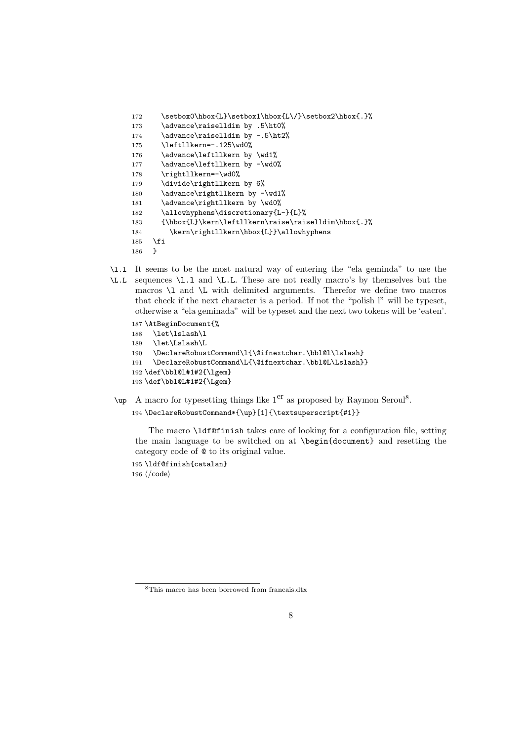```
172     \setbox0\hbox{L}\setbox1\hbox{L\/}\setbox2\hbox{.}%
173     \advance\raiselldim by .5\ht0%
174     \advance\raiselldim by -.5\ht2%
175     \leftllkern=-.125\wd0%
176     \advance\leftllkern by \wd1%
177     \advance\leftllkern by -\wd0%
178     \rightllkern=-\wd0%
179     \divide\rightllkern by 6%
180     \advance\rightllkern by -\wd1%
181     \advance\rightllkern by \wd0%
182     \allowhyphens\discretionary{L-}{L}%
183     {\hbox{L}\kern\leftllkern\raise\raiselldim\hbox{.}%
184       \kern\rightllkern\hbox{L}}\allowhyphens
185   \fi
186   }
```

`\l.l` `\L.L` It seems to be the most natural way of entering the "ela geminda" to use the sequences `\l.l` and `\L.L`. These are not really macro's by themselves but the macros `\l` and `\L` with delimited arguments. Therefor we define two macros that check if the next character is a period. If not the "polish l" will be typeset, otherwise a "ela geminada" will be typeset and the next two tokens will be 'eaten'.

```
187 \AtBeginDocument{%
188   \let\lslash\l
189   \let\Lslash\L
190   \DeclareRobustCommand\l{\@ifnextchar.\bbl@l\lslash}
191   \DeclareRobustCommand\L{\@ifnextchar.\bbl@L\Lslash}}
192 \def\bbl@l#1#2{\lgem}
193 \def\bbl@L#1#2{\Lgem}
```

`\up` A macro for typesetting things like 1$^{\text{er}}$ as proposed by Raymon Seroul[8].

```
194 \DeclareRobustCommand*{\up}[1]{\textsuperscript{#1}}
```

The macro `\ldf@finish` takes care of looking for a configuration file, setting the main language to be switched on at `\begin{document}` and resetting the category code of `@` to its original value.

```
195 \ldf@finish{catalan}
196 ⟨/code⟩
```

[8] This macro has been borrowed from francais.dtx